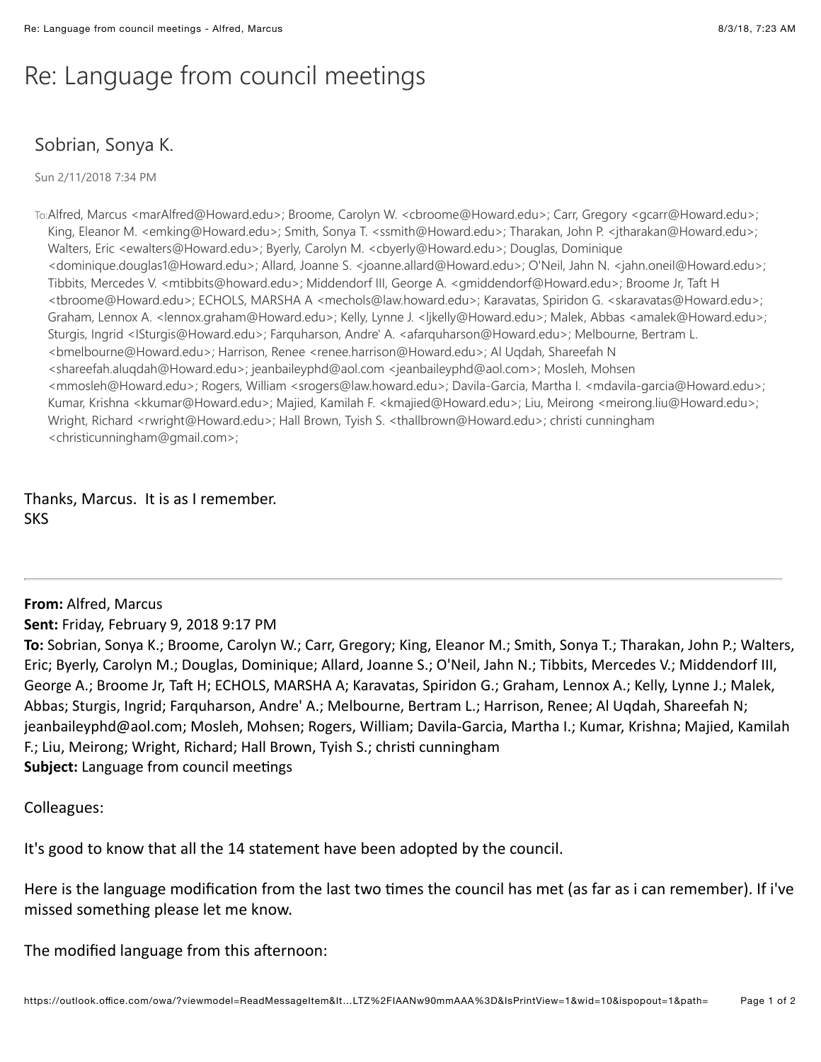# Re: Language from council meetings

## Sobrian, Sonya K.

Sun 2/11/2018 7:34 PM

To: Alfred, Marcus <marAlfred@Howard.edu>; Broome, Carolyn W. <cbroome@Howard.edu>; Carr, Gregory <gcarr@Howard.edu>; King, Eleanor M. <emking@Howard.edu>; Smith, Sonya T. <ssmith@Howard.edu>; Tharakan, John P. <jtharakan@Howard.edu>; Walters, Eric <ewalters@Howard.edu>; Byerly, Carolyn M. <cbyerly@Howard.edu>; Douglas, Dominique <dominique.douglas1@Howard.edu>; Allard, Joanne S. <joanne.allard@Howard.edu>; O'Neil, Jahn N. <jahn.oneil@Howard.edu>; Tibbits, Mercedes V. <mtibbits@Howard.edu>; Middendorf III, George A. <gmiddendorf@Howard.edu>; Broome Jr, Taft H <tbroome@Howard.edu>; ECHOLS, MARSHA A <mechols@law.howard.edu>; Karavatas, Spiridon G. <skaravatas@Howard.edu>; Graham, Lennox A. <lennox.graham@Howard.edu>; Kelly, Lynne J. <ljkelly@Howard.edu>; Malek, Abbas <amalek@Howard.edu>; Sturgis, Ingrid <ISturgis@Howard.edu>; Farquharson, Andre' A. <afarquharson@Howard.edu>; Melbourne, Bertram L. <bmelbourne@Howard.edu>; Harrison, Renee <renee.harrison@Howard.edu>; Al Uqdah, Shareefah N <shareefah.aluqdah@Howard.edu>; jeanbaileyphd@aol.com <jeanbaileyphd@aol.com>; Mosleh, Mohsen <mmosleh@Howard.edu>; Rogers, William <srogers@law.howard.edu>; Davila-Garcia, Martha I. <mdavila-garcia@Howard.edu>; Kumar, Krishna <kkumar@Howard.edu>; Majied, Kamilah F. <kmajied@Howard.edu>; Liu, Meirong <meirong.liu@Howard.edu>; Wright, Richard <rwright@Howard.edu>; Hall Brown, Tyish S. <thallbrown@Howard.edu>; christi cunningham <christicunningham@gmail.com>;

Thanks, Marcus. It is as I remember.
SKS

---

**From:** Alfred, Marcus
**Sent:** Friday, February 9, 2018 9:17 PM
**To:** Sobrian, Sonya K.; Broome, Carolyn W.; Carr, Gregory; King, Eleanor M.; Smith, Sonya T.; Tharakan, John P.; Walters, Eric; Byerly, Carolyn M.; Douglas, Dominique; Allard, Joanne S.; O'Neil, Jahn N.; Tibbits, Mercedes V.; Middendorf III, George A.; Broome Jr, Taft H; ECHOLS, MARSHA A; Karavatas, Spiridon G.; Graham, Lennox A.; Kelly, Lynne J.; Malek, Abbas; Sturgis, Ingrid; Farquharson, Andre' A.; Melbourne, Bertram L.; Harrison, Renee; Al Uqdah, Shareefah N; jeanbaileyphd@aol.com; Mosleh, Mohsen; Rogers, William; Davila-Garcia, Martha I.; Kumar, Krishna; Majied, Kamilah F.; Liu, Meirong; Wright, Richard; Hall Brown, Tyish S.; christi cunningham
**Subject:** Language from council meetings

Colleagues:

It's good to know that all the 14 statement have been adopted by the council.

Here is the language modification from the last two times the council has met (as far as i can remember). If i've missed something please let me know.

The modified language from this afternoon: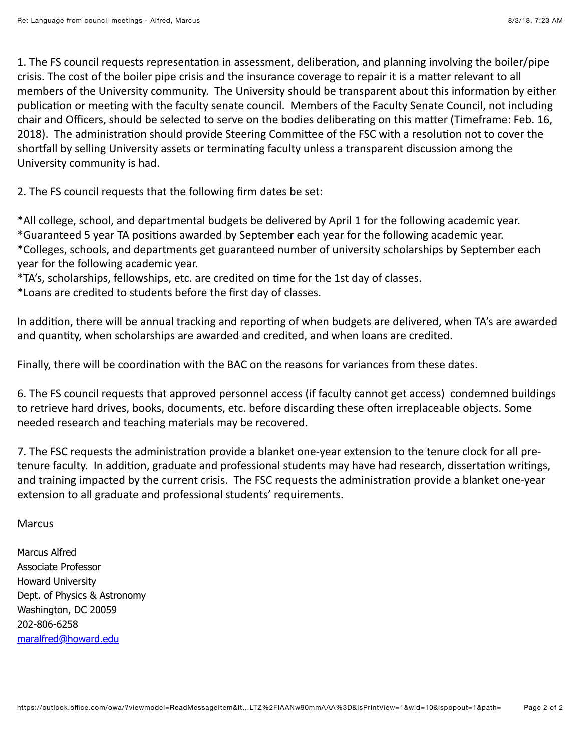1. The FS council requests representation in assessment, deliberation, and planning involving the boiler/pipe crisis. The cost of the boiler pipe crisis and the insurance coverage to repair it is a matter relevant to all members of the University community. The University should be transparent about this information by either publication or meeting with the faculty senate council. Members of the Faculty Senate Council, not including chair and Officers, should be selected to serve on the bodies deliberating on this matter (Timeframe: Feb. 16, 2018). The administration should provide Steering Committee of the FSC with a resolution not to cover the shortfall by selling University assets or terminating faculty unless a transparent discussion among the University community is had.

2. The FS council requests that the following firm dates be set:

*All college, school, and departmental budgets be delivered by April 1 for the following academic year.
*Guaranteed 5 year TA positions awarded by September each year for the following academic year.
*Colleges, schools, and departments get guaranteed number of university scholarships by September each year for the following academic year.
*TA's, scholarships, fellowships, etc. are credited on time for the 1st day of classes.
*Loans are credited to students before the first day of classes.

In addition, there will be annual tracking and reporting of when budgets are delivered, when TA's are awarded and quantity, when scholarships are awarded and credited, and when loans are credited.

Finally, there will be coordination with the BAC on the reasons for variances from these dates.

6. The FS council requests that approved personnel access (if faculty cannot get access) condemned buildings to retrieve hard drives, books, documents, etc. before discarding these often irreplaceable objects. Some needed research and teaching materials may be recovered.

7. The FSC requests the administration provide a blanket one-year extension to the tenure clock for all pre-tenure faculty. In addition, graduate and professional students may have had research, dissertation writings, and training impacted by the current crisis. The FSC requests the administration provide a blanket one-year extension to all graduate and professional students' requirements.

Marcus

Marcus Alfred
Associate Professor
Howard University
Dept. of Physics & Astronomy
Washington, DC 20059
202-806-6258
maralfred@howard.edu